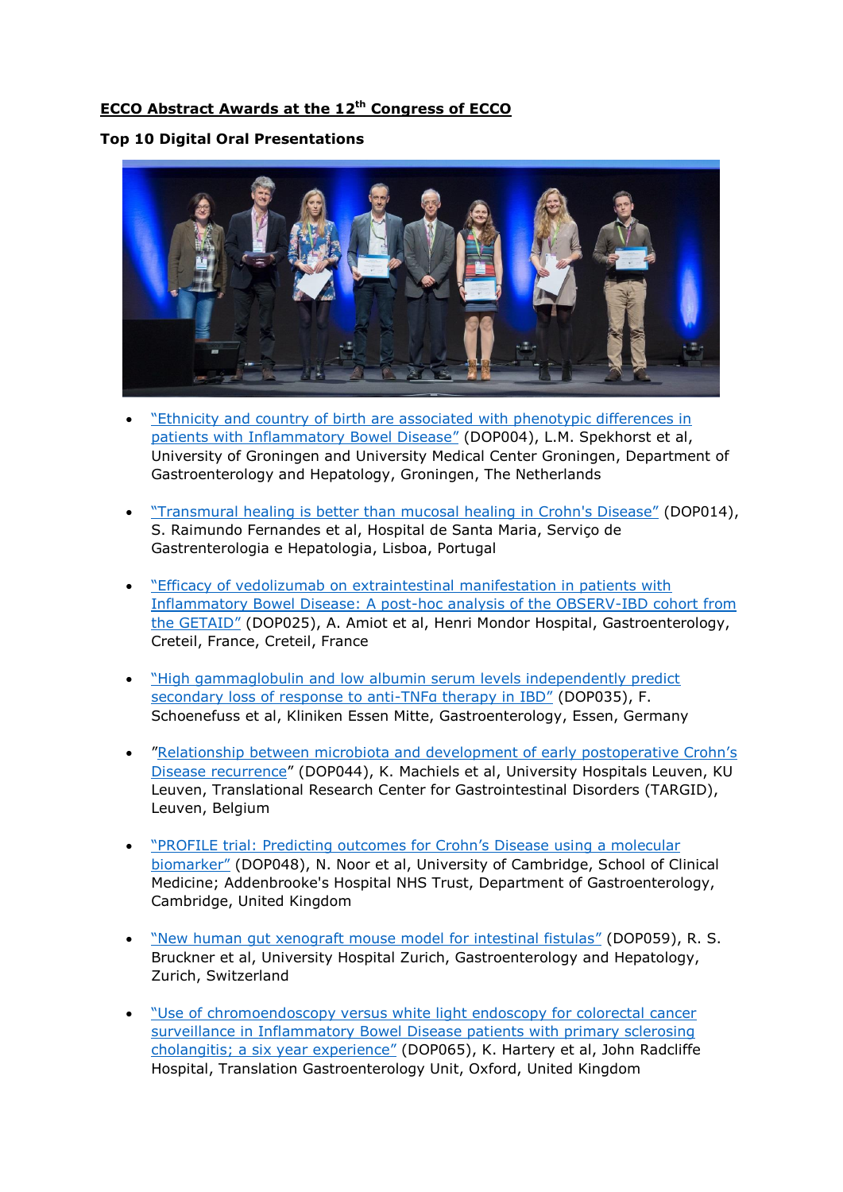**ECCO Abstract Awards at the 12th Congress of ECCO**

**Top 10 Digital Oral Presentations**

- "Ethnicity and country of birth are associated with phenotypic differences in patients with Inflammatory Bowel Disease" (DOP004), L.M. Spekhorst et al, University of Groningen and University Medical Center Groningen, Department of Gastroenterology and Hepatology, Groningen, The Netherlands

- "Transmural healing is better than mucosal healing in Crohn's Disease" (DOP014), S. Raimundo Fernandes et al, Hospital de Santa Maria, Serviço de Gastrenterologia e Hepatologia, Lisboa, Portugal

- "Efficacy of vedolizumab on extraintestinal manifestation in patients with Inflammatory Bowel Disease: A post-hoc analysis of the OBSERV-IBD cohort from the GETAID" (DOP025), A. Amiot et al, Henri Mondor Hospital, Gastroenterology, Creteil, France, Creteil, France

- "High gammaglobulin and low albumin serum levels independently predict secondary loss of response to anti-TNFα therapy in IBD" (DOP035), F. Schoenefuss et al, Kliniken Essen Mitte, Gastroenterology, Essen, Germany

- "Relationship between microbiota and development of early postoperative Crohn's Disease recurrence" (DOP044), K. Machiels et al, University Hospitals Leuven, KU Leuven, Translational Research Center for Gastrointestinal Disorders (TARGID), Leuven, Belgium

- "PROFILE trial: Predicting outcomes for Crohn's Disease using a molecular biomarker" (DOP048), N. Noor et al, University of Cambridge, School of Clinical Medicine; Addenbrooke's Hospital NHS Trust, Department of Gastroenterology, Cambridge, United Kingdom

- "New human gut xenograft mouse model for intestinal fistulas" (DOP059), R. S. Bruckner et al, University Hospital Zurich, Gastroenterology and Hepatology, Zurich, Switzerland

- "Use of chromoendoscopy versus white light endoscopy for colorectal cancer surveillance in Inflammatory Bowel Disease patients with primary sclerosing cholangitis; a six year experience" (DOP065), K. Hartery et al, John Radcliffe Hospital, Translation Gastroenterology Unit, Oxford, United Kingdom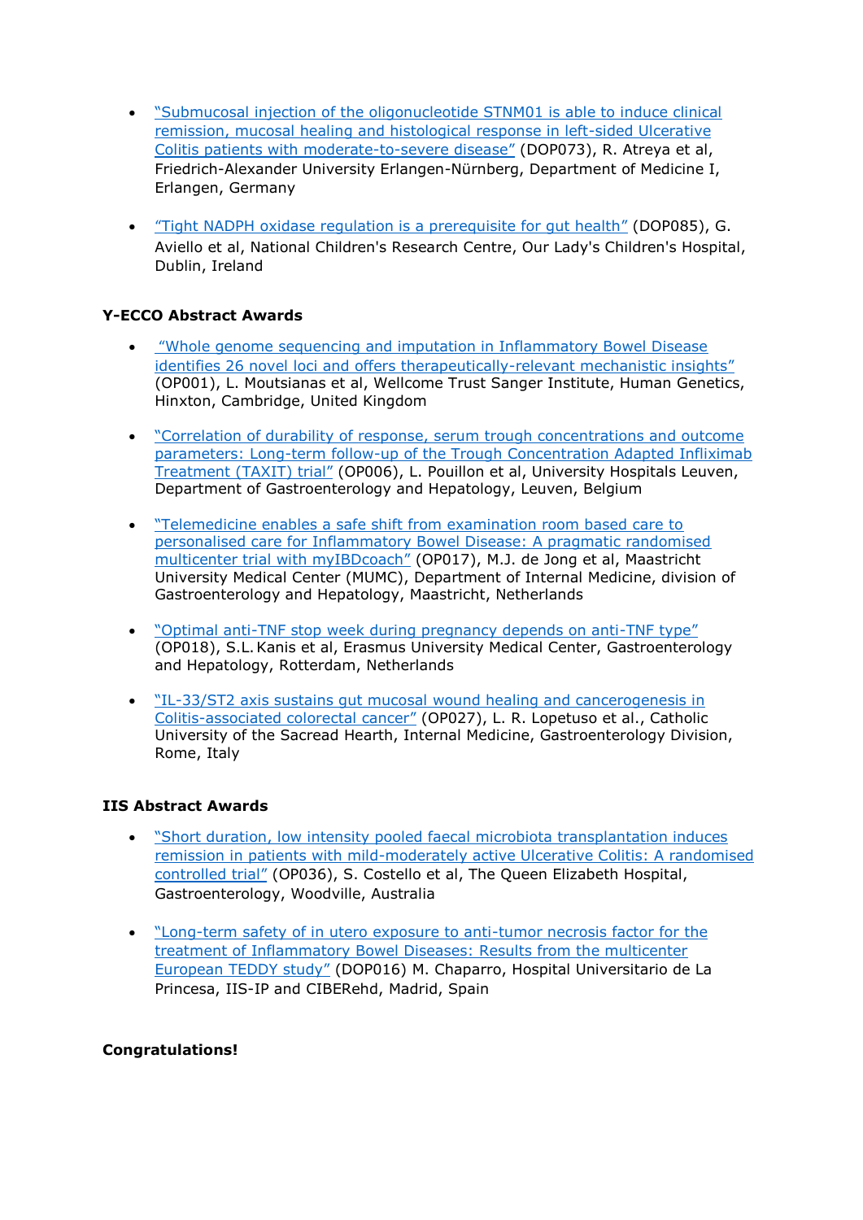- "Submucosal injection of the oligonucleotide STNM01 is able to induce clinical remission, mucosal healing and histological response in left-sided Ulcerative Colitis patients with moderate-to-severe disease" (DOP073), R. Atreya et al, Friedrich-Alexander University Erlangen-Nürnberg, Department of Medicine I, Erlangen, Germany

- "Tight NADPH oxidase regulation is a prerequisite for gut health" (DOP085), G. Aviello et al, National Children's Research Centre, Our Lady's Children's Hospital, Dublin, Ireland

**Y-ECCO Abstract Awards**

- "Whole genome sequencing and imputation in Inflammatory Bowel Disease identifies 26 novel loci and offers therapeutically-relevant mechanistic insights" (OP001), L. Moutsianas et al, Wellcome Trust Sanger Institute, Human Genetics, Hinxton, Cambridge, United Kingdom

- "Correlation of durability of response, serum trough concentrations and outcome parameters: Long-term follow-up of the Trough Concentration Adapted Infliximab Treatment (TAXIT) trial" (OP006), L. Pouillon et al, University Hospitals Leuven, Department of Gastroenterology and Hepatology, Leuven, Belgium

- "Telemedicine enables a safe shift from examination room based care to personalised care for Inflammatory Bowel Disease: A pragmatic randomised multicenter trial with myIBDcoach" (OP017), M.J. de Jong et al, Maastricht University Medical Center (MUMC), Department of Internal Medicine, division of Gastroenterology and Hepatology, Maastricht, Netherlands

- "Optimal anti-TNF stop week during pregnancy depends on anti-TNF type" (OP018), S.L. Kanis et al, Erasmus University Medical Center, Gastroenterology and Hepatology, Rotterdam, Netherlands

- "IL-33/ST2 axis sustains gut mucosal wound healing and cancerogenesis in Colitis-associated colorectal cancer" (OP027), L. R. Lopetuso et al., Catholic University of the Sacread Hearth, Internal Medicine, Gastroenterology Division, Rome, Italy

**IIS Abstract Awards**

- "Short duration, low intensity pooled faecal microbiota transplantation induces remission in patients with mild-moderately active Ulcerative Colitis: A randomised controlled trial" (OP036), S. Costello et al, The Queen Elizabeth Hospital, Gastroenterology, Woodville, Australia

- "Long-term safety of in utero exposure to anti-tumor necrosis factor for the treatment of Inflammatory Bowel Diseases: Results from the multicenter European TEDDY study" (DOP016) M. Chaparro, Hospital Universitario de La Princesa, IIS-IP and CIBERehd, Madrid, Spain

**Congratulations!**